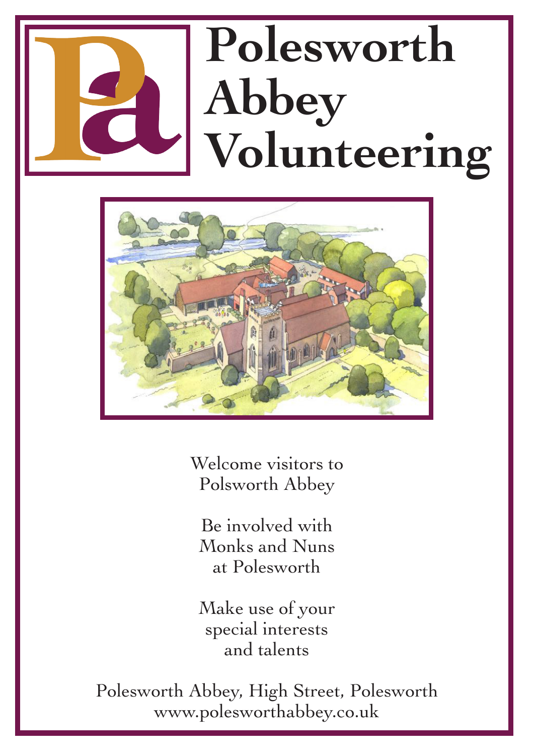# Polesworth Abbey Volunteering

Welcome visitors to
Polsworth Abbey

Be involved with
Monks and Nuns
at Polesworth

Make use of your
special interests
and talents

Polesworth Abbey, High Street, Polesworth
www.polesworthabbey.co.uk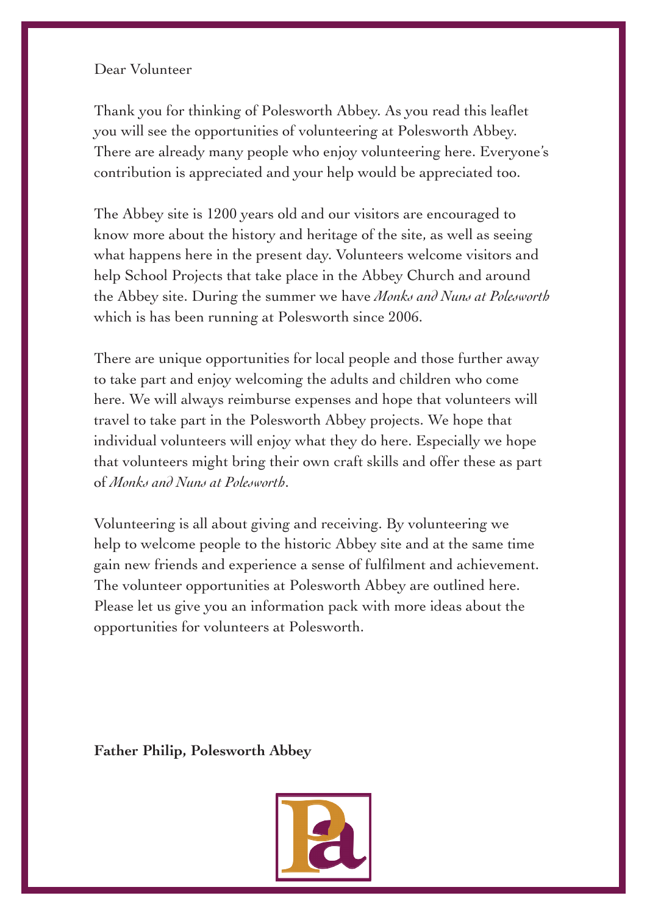Dear Volunteer

Thank you for thinking of Polesworth Abbey. As you read this leaflet you will see the opportunities of volunteering at Polesworth Abbey. There are already many people who enjoy volunteering here. Everyone's contribution is appreciated and your help would be appreciated too.

The Abbey site is 1200 years old and our visitors are encouraged to know more about the history and heritage of the site, as well as seeing what happens here in the present day. Volunteers welcome visitors and help School Projects that take place in the Abbey Church and around the Abbey site. During the summer we have *Monks and Nuns at Polesworth* which is has been running at Polesworth since 2006.

There are unique opportunities for local people and those further away to take part and enjoy welcoming the adults and children who come here. We will always reimburse expenses and hope that volunteers will travel to take part in the Polesworth Abbey projects. We hope that individual volunteers will enjoy what they do here. Especially we hope that volunteers might bring their own craft skills and offer these as part of *Monks and Nuns at Polesworth*.

Volunteering is all about giving and receiving. By volunteering we help to welcome people to the historic Abbey site and at the same time gain new friends and experience a sense of fulfilment and achievement. The volunteer opportunities at Polesworth Abbey are outlined here. Please let us give you an information pack with more ideas about the opportunities for volunteers at Polesworth.

**Father Philip, Polesworth Abbey**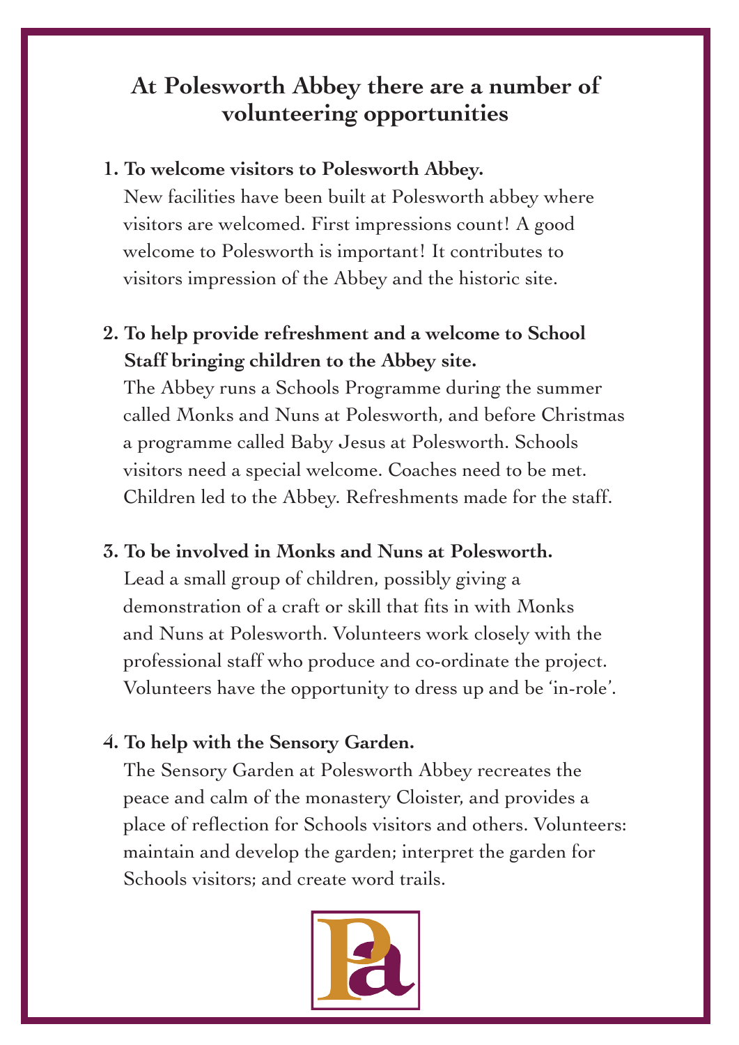# At Polesworth Abbey there are a number of volunteering opportunities

1. **To welcome visitors to Polesworth Abbey.**
   New facilities have been built at Polesworth abbey where visitors are welcomed. First impressions count! A good welcome to Polesworth is important! It contributes to visitors impression of the Abbey and the historic site.

2. **To help provide refreshment and a welcome to School Staff bringing children to the Abbey site.**
   The Abbey runs a Schools Programme during the summer called Monks and Nuns at Polesworth, and before Christmas a programme called Baby Jesus at Polesworth. Schools visitors need a special welcome. Coaches need to be met. Children led to the Abbey. Refreshments made for the staff.

3. **To be involved in Monks and Nuns at Polesworth.**
   Lead a small group of children, possibly giving a demonstration of a craft or skill that fits in with Monks and Nuns at Polesworth. Volunteers work closely with the professional staff who produce and co-ordinate the project. Volunteers have the opportunity to dress up and be 'in-role'.

4. **To help with the Sensory Garden.**
   The Sensory Garden at Polesworth Abbey recreates the peace and calm of the monastery Cloister, and provides a place of reflection for Schools visitors and others. Volunteers: maintain and develop the garden; interpret the garden for Schools visitors; and create word trails.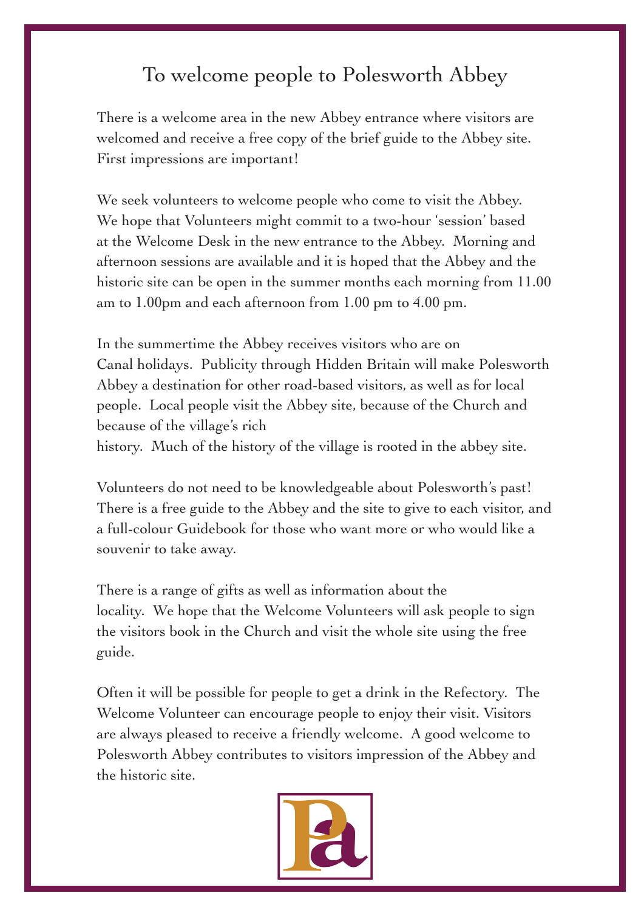# To welcome people to Polesworth Abbey

There is a welcome area in the new Abbey entrance where visitors are welcomed and receive a free copy of the brief guide to the Abbey site. First impressions are important!

We seek volunteers to welcome people who come to visit the Abbey. We hope that Volunteers might commit to a two-hour 'session' based at the Welcome Desk in the new entrance to the Abbey. Morning and afternoon sessions are available and it is hoped that the Abbey and the historic site can be open in the summer months each morning from 11.00 am to 1.00pm and each afternoon from 1.00 pm to 4.00 pm.

In the summertime the Abbey receives visitors who are on Canal holidays. Publicity through Hidden Britain will make Polesworth Abbey a destination for other road-based visitors, as well as for local people. Local people visit the Abbey site, because of the Church and because of the village's rich history. Much of the history of the village is rooted in the abbey site.

Volunteers do not need to be knowledgeable about Polesworth's past! There is a free guide to the Abbey and the site to give to each visitor, and a full-colour Guidebook for those who want more or who would like a souvenir to take away.

There is a range of gifts as well as information about the locality. We hope that the Welcome Volunteers will ask people to sign the visitors book in the Church and visit the whole site using the free guide.

Often it will be possible for people to get a drink in the Refectory. The Welcome Volunteer can encourage people to enjoy their visit. Visitors are always pleased to receive a friendly welcome. A good welcome to Polesworth Abbey contributes to visitors impression of the Abbey and the historic site.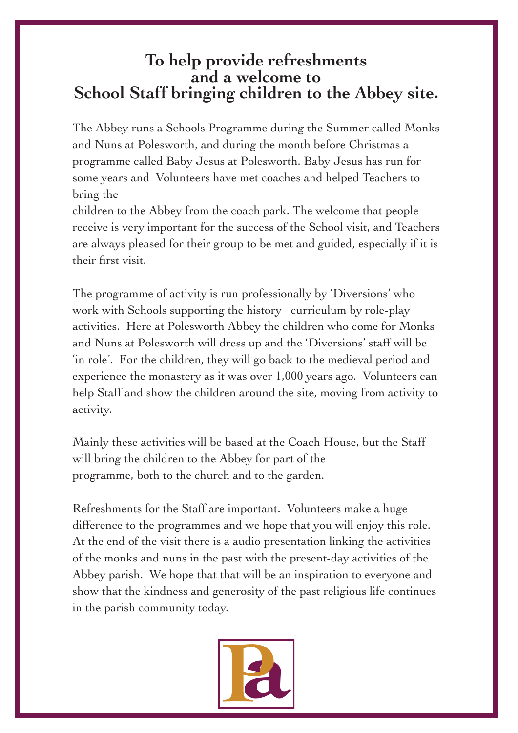# To help provide refreshments and a welcome to School Staff bringing children to the Abbey site.

The Abbey runs a Schools Programme during the Summer called Monks and Nuns at Polesworth, and during the month before Christmas a programme called Baby Jesus at Polesworth. Baby Jesus has run for some years and Volunteers have met coaches and helped Teachers to bring the children to the Abbey from the coach park. The welcome that people receive is very important for the success of the School visit, and Teachers are always pleased for their group to be met and guided, especially if it is their first visit.

The programme of activity is run professionally by 'Diversions' who work with Schools supporting the history curriculum by role-play activities. Here at Polesworth Abbey the children who come for Monks and Nuns at Polesworth will dress up and the 'Diversions' staff will be 'in role'. For the children, they will go back to the medieval period and experience the monastery as it was over 1,000 years ago. Volunteers can help Staff and show the children around the site, moving from activity to activity.

Mainly these activities will be based at the Coach House, but the Staff will bring the children to the Abbey for part of the programme, both to the church and to the garden.

Refreshments for the Staff are important. Volunteers make a huge difference to the programmes and we hope that you will enjoy this role. At the end of the visit there is a audio presentation linking the activities of the monks and nuns in the past with the present-day activities of the Abbey parish. We hope that that will be an inspiration to everyone and show that the kindness and generosity of the past religious life continues in the parish community today.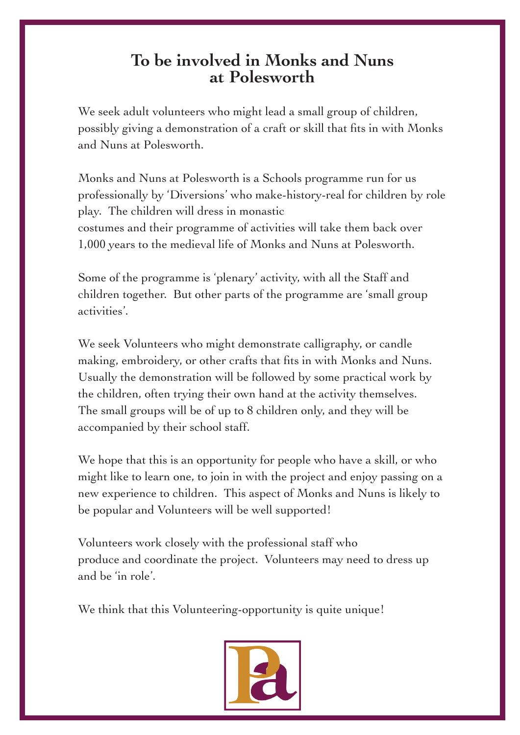# To be involved in Monks and Nuns at Polesworth

We seek adult volunteers who might lead a small group of children, possibly giving a demonstration of a craft or skill that fits in with Monks and Nuns at Polesworth.

Monks and Nuns at Polesworth is a Schools programme run for us professionally by 'Diversions' who make-history-real for children by role play. The children will dress in monastic costumes and their programme of activities will take them back over 1,000 years to the medieval life of Monks and Nuns at Polesworth.

Some of the programme is 'plenary' activity, with all the Staff and children together. But other parts of the programme are 'small group activities'.

We seek Volunteers who might demonstrate calligraphy, or candle making, embroidery, or other crafts that fits in with Monks and Nuns. Usually the demonstration will be followed by some practical work by the children, often trying their own hand at the activity themselves. The small groups will be of up to 8 children only, and they will be accompanied by their school staff.

We hope that this is an opportunity for people who have a skill, or who might like to learn one, to join in with the project and enjoy passing on a new experience to children. This aspect of Monks and Nuns is likely to be popular and Volunteers will be well supported!

Volunteers work closely with the professional staff who produce and coordinate the project. Volunteers may need to dress up and be 'in role'.

We think that this Volunteering-opportunity is quite unique!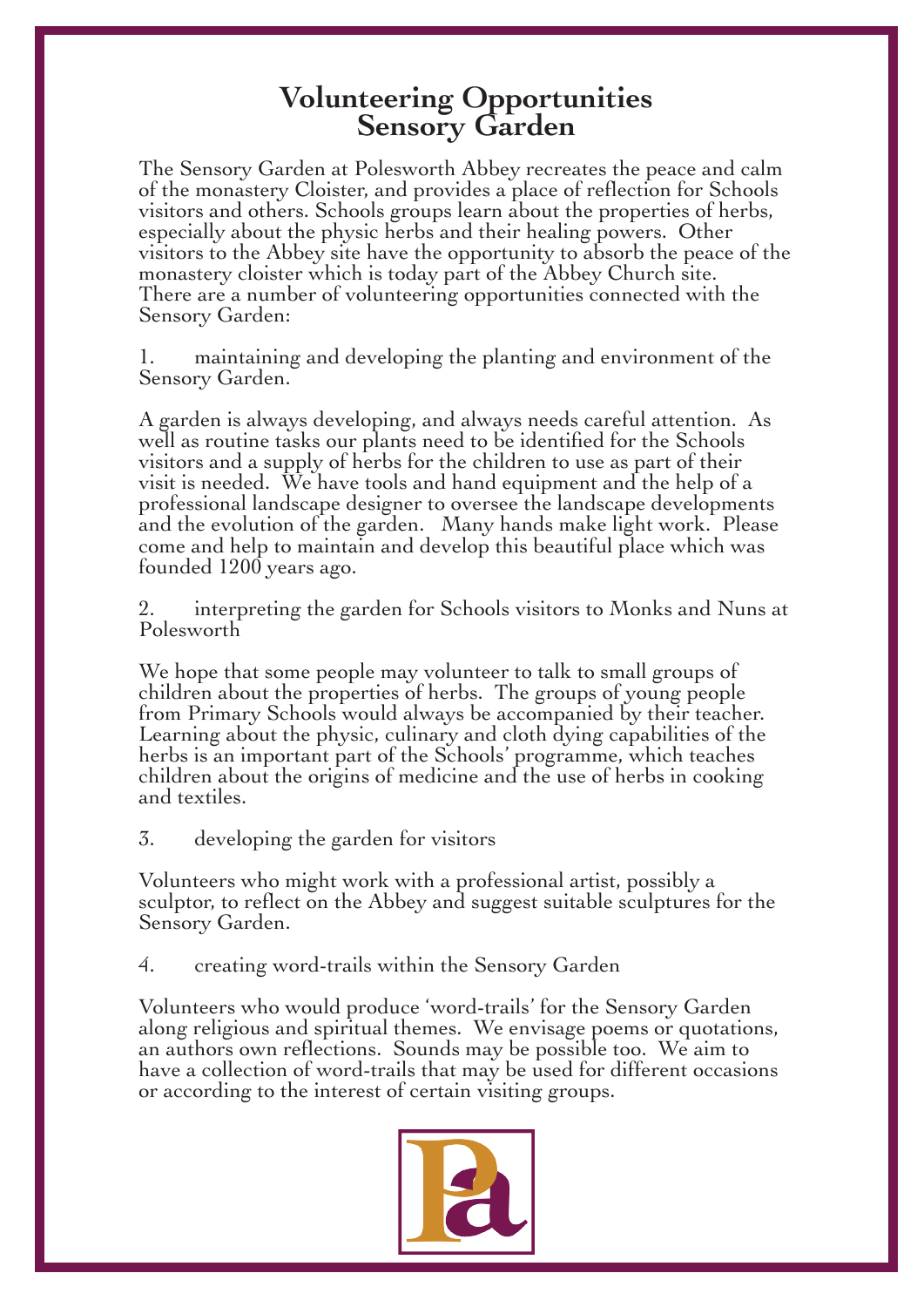# Volunteering Opportunities
# Sensory Garden

The Sensory Garden at Polesworth Abbey recreates the peace and calm of the monastery Cloister, and provides a place of reflection for Schools visitors and others. Schools groups learn about the properties of herbs, especially about the physic herbs and their healing powers. Other visitors to the Abbey site have the opportunity to absorb the peace of the monastery cloister which is today part of the Abbey Church site. There are a number of volunteering opportunities connected with the Sensory Garden:

1. maintaining and developing the planting and environment of the Sensory Garden.

A garden is always developing, and always needs careful attention. As well as routine tasks our plants need to be identified for the Schools visitors and a supply of herbs for the children to use as part of their visit is needed. We have tools and hand equipment and the help of a professional landscape designer to oversee the landscape developments and the evolution of the garden. Many hands make light work. Please come and help to maintain and develop this beautiful place which was founded 1200 years ago.

2. interpreting the garden for Schools visitors to Monks and Nuns at Polesworth

We hope that some people may volunteer to talk to small groups of children about the properties of herbs. The groups of young people from Primary Schools would always be accompanied by their teacher. Learning about the physic, culinary and cloth dying capabilities of the herbs is an important part of the Schools' programme, which teaches children about the origins of medicine and the use of herbs in cooking and textiles.

3. developing the garden for visitors

Volunteers who might work with a professional artist, possibly a sculptor, to reflect on the Abbey and suggest suitable sculptures for the Sensory Garden.

4. creating word-trails within the Sensory Garden

Volunteers who would produce 'word-trails' for the Sensory Garden along religious and spiritual themes. We envisage poems or quotations, an authors own reflections. Sounds may be possible too. We aim to have a collection of word-trails that may be used for different occasions or according to the interest of certain visiting groups.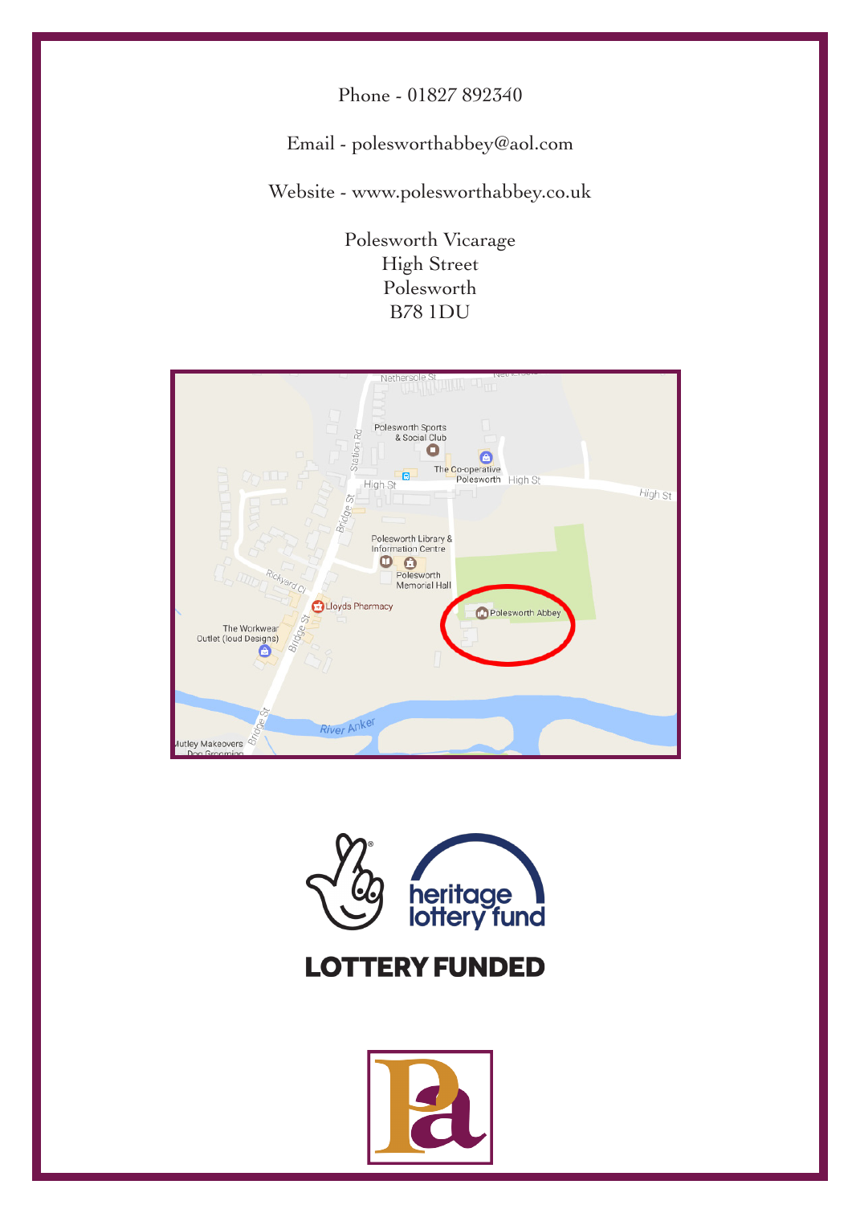Phone - 01827 892340

Email - polesworthabbey@aol.com

Website - www.polesworthabbey.co.uk

Polesworth Vicarage
High Street
Polesworth
B78 1DU

Nethersole St
Polesworth Sports & Social Club
Station Rd
The Co-operative Polesworth
High St
High St
High St
Bridge St
Polesworth Library & Information Centre
Polesworth Memorial Hall
Rickyard Cl
Lloyds Pharmacy
Polesworth Abbey
The Workwear Outlet (loud Designs)
Bridge St
River Anker
Bridge St
Mutley Makeovers Dog Grooming

heritage lottery fund

LOTTERY FUNDED

Pa